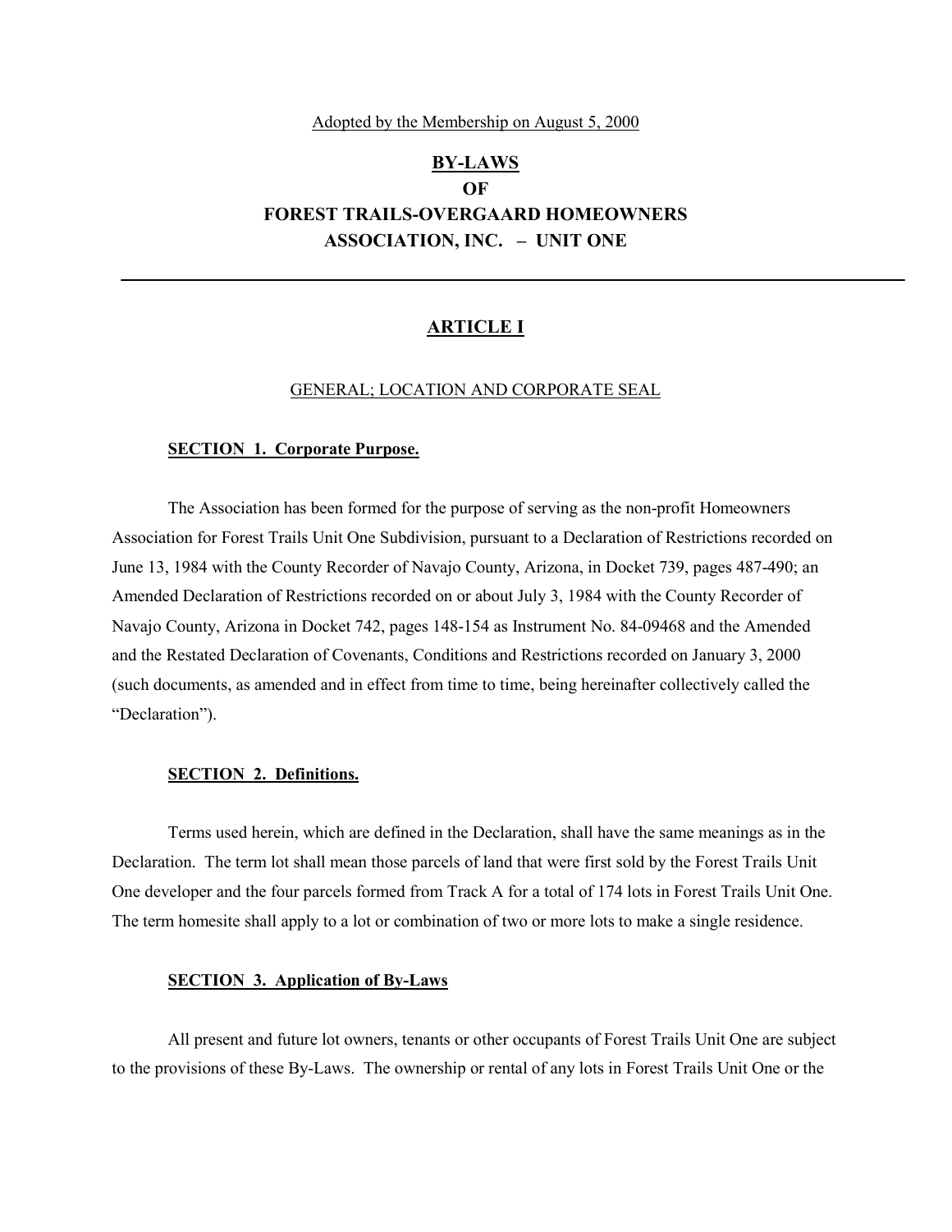Adopted by the Membership on August 5, 2000

# BY-LAWS
# OF
# FOREST TRAILS-OVERGAARD HOMEOWNERS ASSOCIATION, INC. – UNIT ONE

---

## ARTICLE I

### GENERAL; LOCATION AND CORPORATE SEAL

**SECTION 1. Corporate Purpose.**

The Association has been formed for the purpose of serving as the non-profit Homeowners Association for Forest Trails Unit One Subdivision, pursuant to a Declaration of Restrictions recorded on June 13, 1984 with the County Recorder of Navajo County, Arizona, in Docket 739, pages 487-490; an Amended Declaration of Restrictions recorded on or about July 3, 1984 with the County Recorder of Navajo County, Arizona in Docket 742, pages 148-154 as Instrument No. 84-09468 and the Amended and the Restated Declaration of Covenants, Conditions and Restrictions recorded on January 3, 2000 (such documents, as amended and in effect from time to time, being hereinafter collectively called the "Declaration").

**SECTION 2. Definitions.**

Terms used herein, which are defined in the Declaration, shall have the same meanings as in the Declaration. The term lot shall mean those parcels of land that were first sold by the Forest Trails Unit One developer and the four parcels formed from Track A for a total of 174 lots in Forest Trails Unit One. The term homesite shall apply to a lot or combination of two or more lots to make a single residence.

**SECTION 3. Application of By-Laws**

All present and future lot owners, tenants or other occupants of Forest Trails Unit One are subject to the provisions of these By-Laws. The ownership or rental of any lots in Forest Trails Unit One or the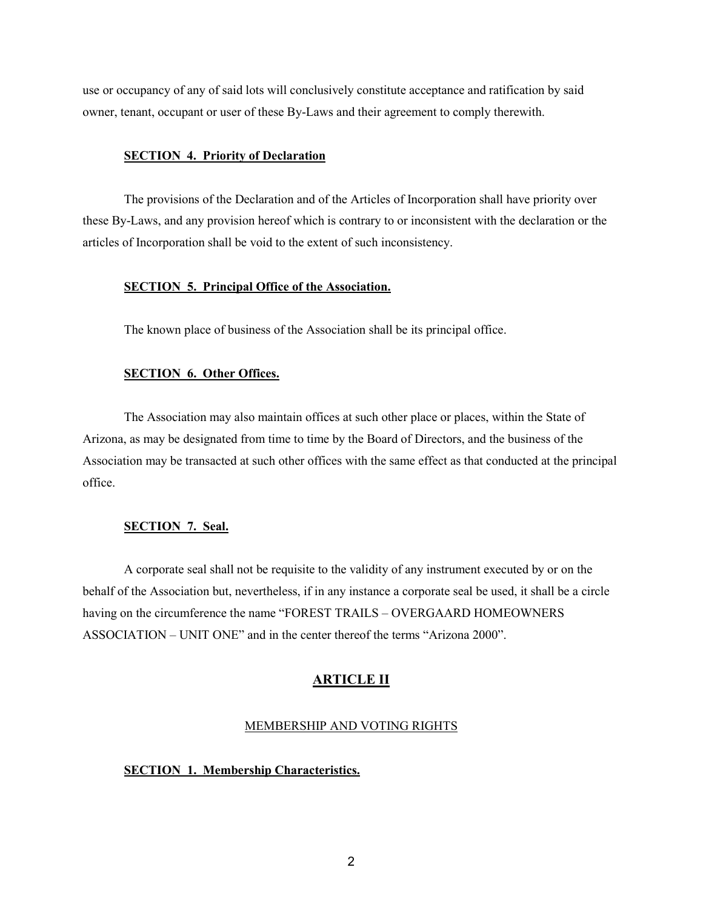use or occupancy of any of said lots will conclusively constitute acceptance and ratification by said owner, tenant, occupant or user of these By-Laws and their agreement to comply therewith.

**SECTION 4. Priority of Declaration**

The provisions of the Declaration and of the Articles of Incorporation shall have priority over these By-Laws, and any provision hereof which is contrary to or inconsistent with the declaration or the articles of Incorporation shall be void to the extent of such inconsistency.

**SECTION 5. Principal Office of the Association.**

The known place of business of the Association shall be its principal office.

**SECTION 6. Other Offices.**

The Association may also maintain offices at such other place or places, within the State of Arizona, as may be designated from time to time by the Board of Directors, and the business of the Association may be transacted at such other offices with the same effect as that conducted at the principal office.

**SECTION 7. Seal.**

A corporate seal shall not be requisite to the validity of any instrument executed by or on the behalf of the Association but, nevertheless, if in any instance a corporate seal be used, it shall be a circle having on the circumference the name “FOREST TRAILS – OVERGAARD HOMEOWNERS ASSOCIATION – UNIT ONE” and in the center thereof the terms “Arizona 2000”.

## ARTICLE II

MEMBERSHIP AND VOTING RIGHTS

**SECTION 1. Membership Characteristics.**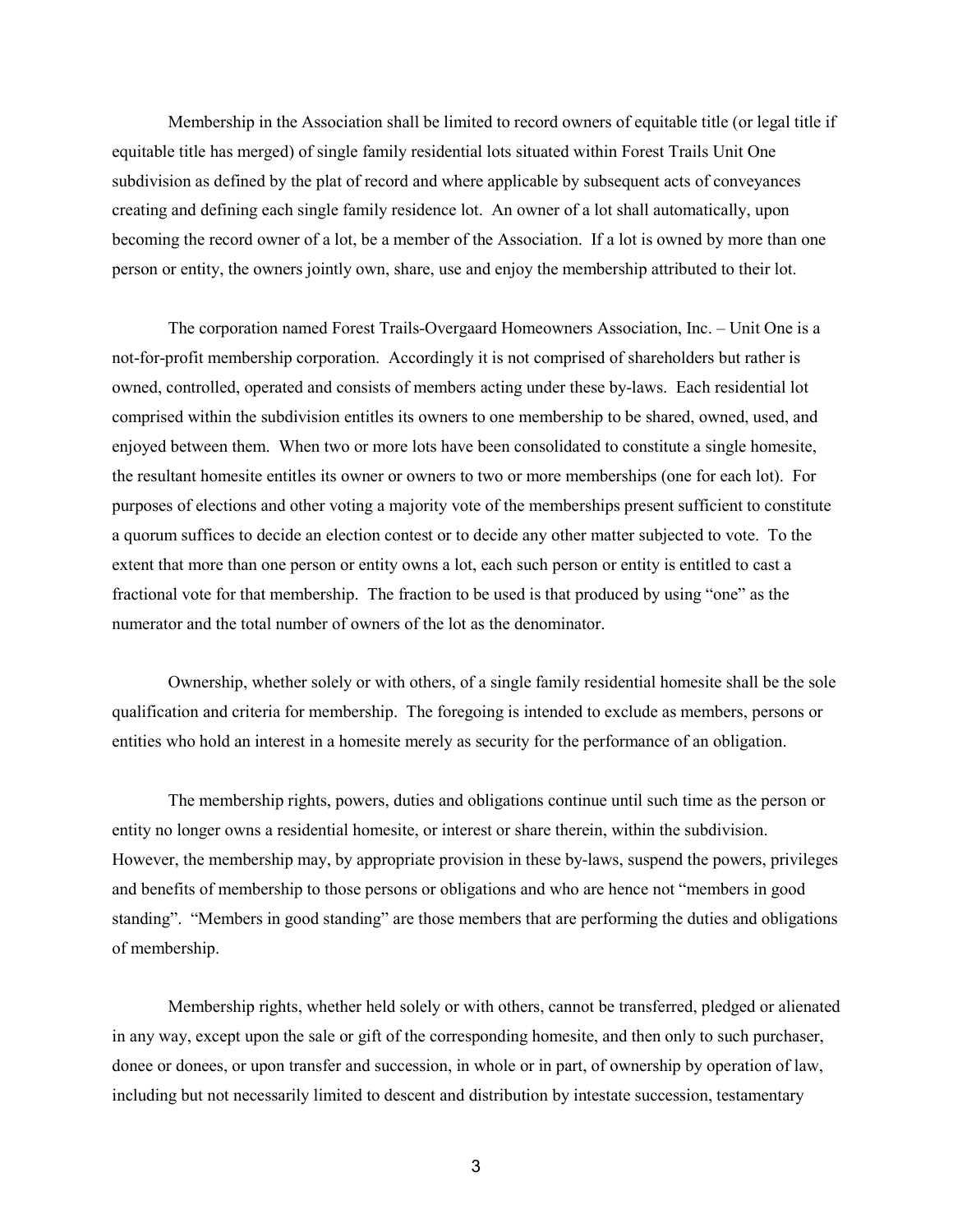Membership in the Association shall be limited to record owners of equitable title (or legal title if equitable title has merged) of single family residential lots situated within Forest Trails Unit One subdivision as defined by the plat of record and where applicable by subsequent acts of conveyances creating and defining each single family residence lot. An owner of a lot shall automatically, upon becoming the record owner of a lot, be a member of the Association. If a lot is owned by more than one person or entity, the owners jointly own, share, use and enjoy the membership attributed to their lot.

The corporation named Forest Trails-Overgaard Homeowners Association, Inc. – Unit One is a not-for-profit membership corporation. Accordingly it is not comprised of shareholders but rather is owned, controlled, operated and consists of members acting under these by-laws. Each residential lot comprised within the subdivision entitles its owners to one membership to be shared, owned, used, and enjoyed between them. When two or more lots have been consolidated to constitute a single homesite, the resultant homesite entitles its owner or owners to two or more memberships (one for each lot). For purposes of elections and other voting a majority vote of the memberships present sufficient to constitute a quorum suffices to decide an election contest or to decide any other matter subjected to vote. To the extent that more than one person or entity owns a lot, each such person or entity is entitled to cast a fractional vote for that membership. The fraction to be used is that produced by using "one" as the numerator and the total number of owners of the lot as the denominator.

Ownership, whether solely or with others, of a single family residential homesite shall be the sole qualification and criteria for membership. The foregoing is intended to exclude as members, persons or entities who hold an interest in a homesite merely as security for the performance of an obligation.

The membership rights, powers, duties and obligations continue until such time as the person or entity no longer owns a residential homesite, or interest or share therein, within the subdivision. However, the membership may, by appropriate provision in these by-laws, suspend the powers, privileges and benefits of membership to those persons or obligations and who are hence not "members in good standing". "Members in good standing" are those members that are performing the duties and obligations of membership.

Membership rights, whether held solely or with others, cannot be transferred, pledged or alienated in any way, except upon the sale or gift of the corresponding homesite, and then only to such purchaser, donee or donees, or upon transfer and succession, in whole or in part, of ownership by operation of law, including but not necessarily limited to descent and distribution by intestate succession, testamentary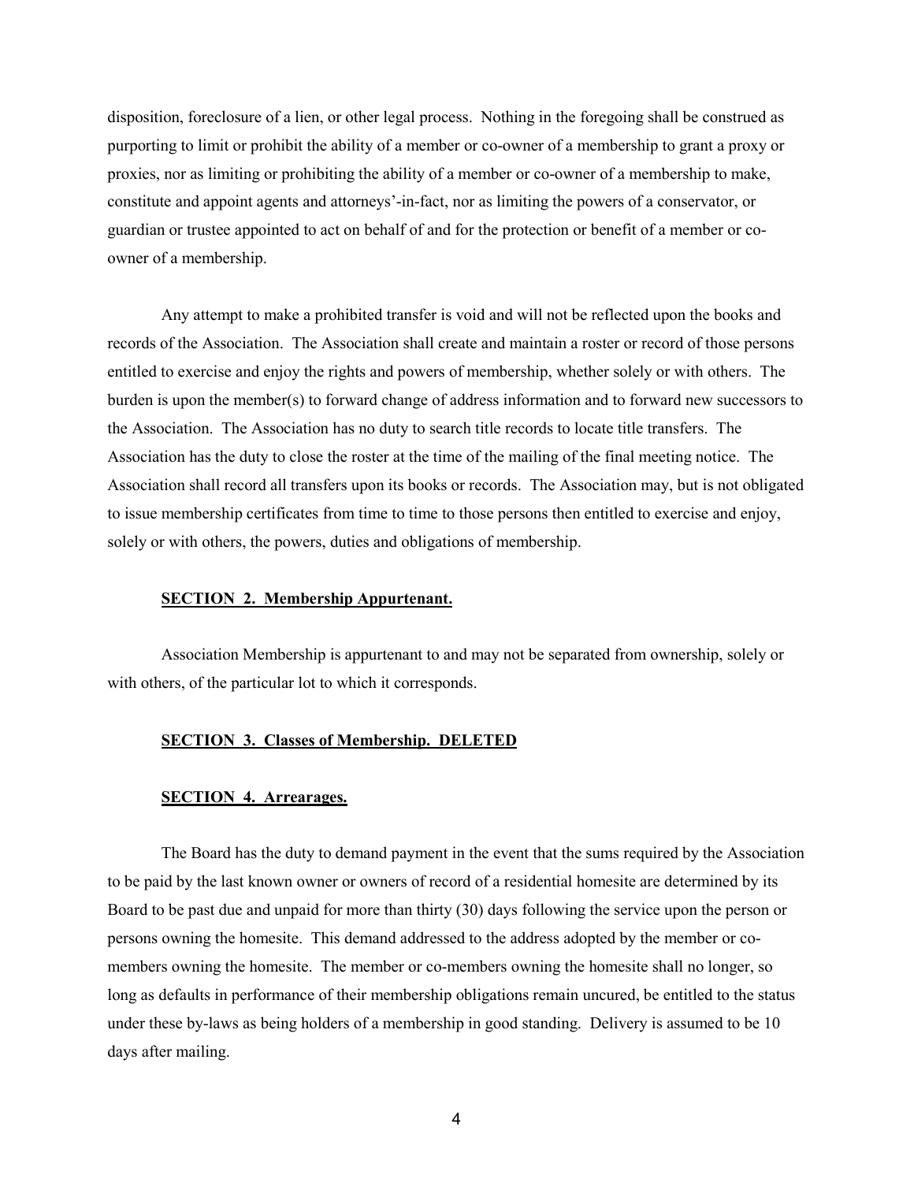disposition, foreclosure of a lien, or other legal process. Nothing in the foregoing shall be construed as purporting to limit or prohibit the ability of a member or co-owner of a membership to grant a proxy or proxies, nor as limiting or prohibiting the ability of a member or co-owner of a membership to make, constitute and appoint agents and attorneys'-in-fact, nor as limiting the powers of a conservator, or guardian or trustee appointed to act on behalf of and for the protection or benefit of a member or co-owner of a membership.

Any attempt to make a prohibited transfer is void and will not be reflected upon the books and records of the Association. The Association shall create and maintain a roster or record of those persons entitled to exercise and enjoy the rights and powers of membership, whether solely or with others. The burden is upon the member(s) to forward change of address information and to forward new successors to the Association. The Association has no duty to search title records to locate title transfers. The Association has the duty to close the roster at the time of the mailing of the final meeting notice. The Association shall record all transfers upon its books or records. The Association may, but is not obligated to issue membership certificates from time to time to those persons then entitled to exercise and enjoy, solely or with others, the powers, duties and obligations of membership.

**SECTION 2. Membership Appurtenant.**

Association Membership is appurtenant to and may not be separated from ownership, solely or with others, of the particular lot to which it corresponds.

**SECTION 3. Classes of Membership. DELETED**

**SECTION 4. Arrearages.**

The Board has the duty to demand payment in the event that the sums required by the Association to be paid by the last known owner or owners of record of a residential homesite are determined by its Board to be past due and unpaid for more than thirty (30) days following the service upon the person or persons owning the homesite. This demand addressed to the address adopted by the member or co-members owning the homesite. The member or co-members owning the homesite shall no longer, so long as defaults in performance of their membership obligations remain uncured, be entitled to the status under these by-laws as being holders of a membership in good standing. Delivery is assumed to be 10 days after mailing.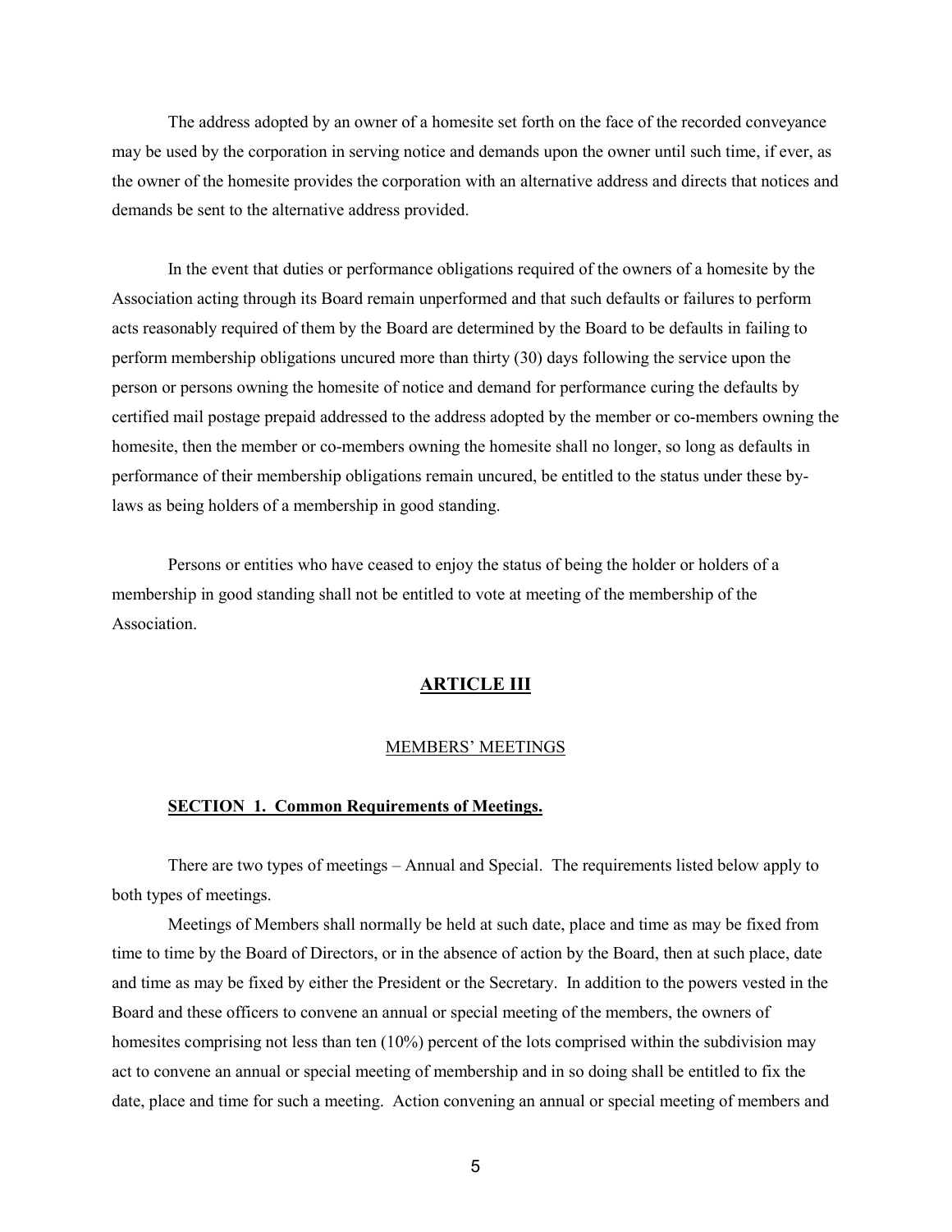The address adopted by an owner of a homesite set forth on the face of the recorded conveyance may be used by the corporation in serving notice and demands upon the owner until such time, if ever, as the owner of the homesite provides the corporation with an alternative address and directs that notices and demands be sent to the alternative address provided.

In the event that duties or performance obligations required of the owners of a homesite by the Association acting through its Board remain unperformed and that such defaults or failures to perform acts reasonably required of them by the Board are determined by the Board to be defaults in failing to perform membership obligations uncured more than thirty (30) days following the service upon the person or persons owning the homesite of notice and demand for performance curing the defaults by certified mail postage prepaid addressed to the address adopted by the member or co-members owning the homesite, then the member or co-members owning the homesite shall no longer, so long as defaults in performance of their membership obligations remain uncured, be entitled to the status under these by-laws as being holders of a membership in good standing.

Persons or entities who have ceased to enjoy the status of being the holder or holders of a membership in good standing shall not be entitled to vote at meeting of the membership of the Association.

## ARTICLE III

### MEMBERS' MEETINGS

#### SECTION 1. Common Requirements of Meetings.

There are two types of meetings – Annual and Special. The requirements listed below apply to both types of meetings.

Meetings of Members shall normally be held at such date, place and time as may be fixed from time to time by the Board of Directors, or in the absence of action by the Board, then at such place, date and time as may be fixed by either the President or the Secretary. In addition to the powers vested in the Board and these officers to convene an annual or special meeting of the members, the owners of homesites comprising not less than ten (10%) percent of the lots comprised within the subdivision may act to convene an annual or special meeting of membership and in so doing shall be entitled to fix the date, place and time for such a meeting. Action convening an annual or special meeting of members and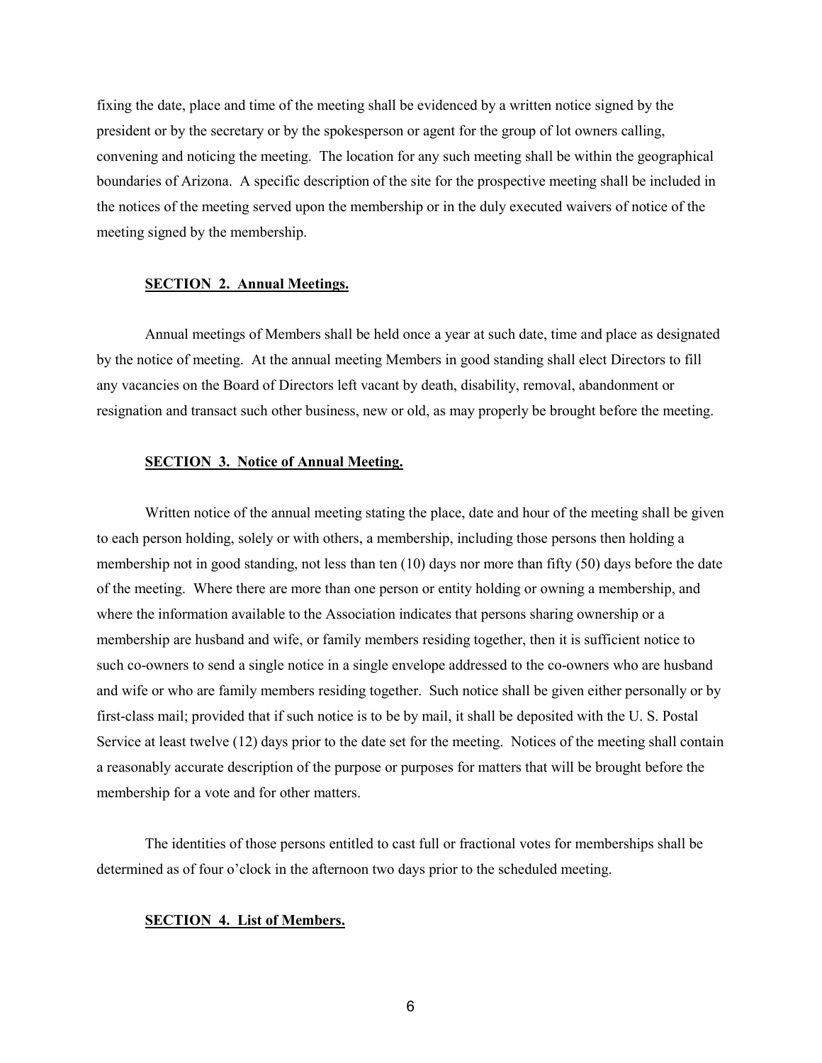fixing the date, place and time of the meeting shall be evidenced by a written notice signed by the president or by the secretary or by the spokesperson or agent for the group of lot owners calling, convening and noticing the meeting. The location for any such meeting shall be within the geographical boundaries of Arizona. A specific description of the site for the prospective meeting shall be included in the notices of the meeting served upon the membership or in the duly executed waivers of notice of the meeting signed by the membership.

**SECTION 2. Annual Meetings.**

Annual meetings of Members shall be held once a year at such date, time and place as designated by the notice of meeting. At the annual meeting Members in good standing shall elect Directors to fill any vacancies on the Board of Directors left vacant by death, disability, removal, abandonment or resignation and transact such other business, new or old, as may properly be brought before the meeting.

**SECTION 3. Notice of Annual Meeting.**

Written notice of the annual meeting stating the place, date and hour of the meeting shall be given to each person holding, solely or with others, a membership, including those persons then holding a membership not in good standing, not less than ten (10) days nor more than fifty (50) days before the date of the meeting. Where there are more than one person or entity holding or owning a membership, and where the information available to the Association indicates that persons sharing ownership or a membership are husband and wife, or family members residing together, then it is sufficient notice to such co-owners to send a single notice in a single envelope addressed to the co-owners who are husband and wife or who are family members residing together. Such notice shall be given either personally or by first-class mail; provided that if such notice is to be by mail, it shall be deposited with the U. S. Postal Service at least twelve (12) days prior to the date set for the meeting. Notices of the meeting shall contain a reasonably accurate description of the purpose or purposes for matters that will be brought before the membership for a vote and for other matters.

The identities of those persons entitled to cast full or fractional votes for memberships shall be determined as of four o'clock in the afternoon two days prior to the scheduled meeting.

**SECTION 4. List of Members.**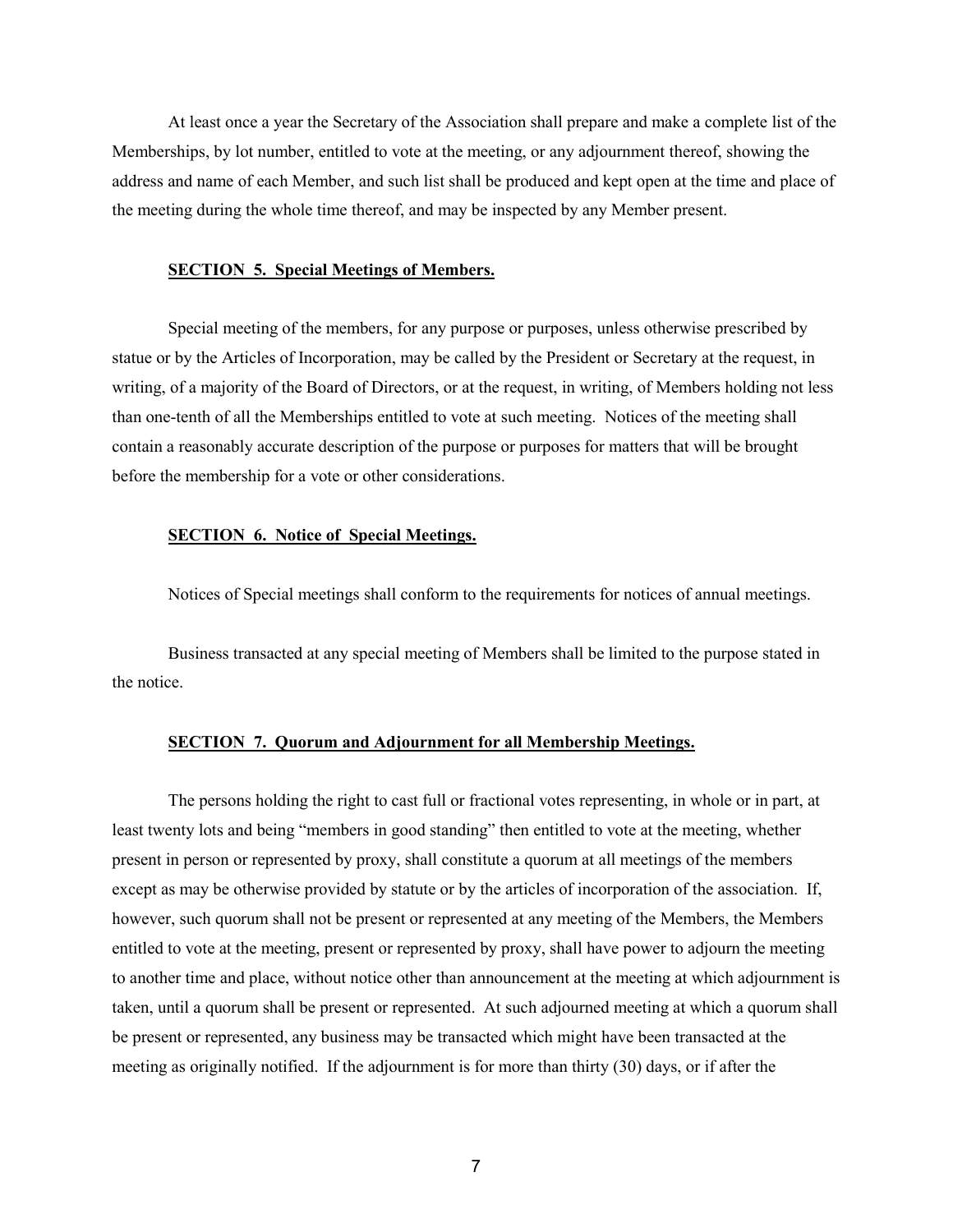At least once a year the Secretary of the Association shall prepare and make a complete list of the Memberships, by lot number, entitled to vote at the meeting, or any adjournment thereof, showing the address and name of each Member, and such list shall be produced and kept open at the time and place of the meeting during the whole time thereof, and may be inspected by any Member present.

**SECTION 5. Special Meetings of Members.**

Special meeting of the members, for any purpose or purposes, unless otherwise prescribed by statue or by the Articles of Incorporation, may be called by the President or Secretary at the request, in writing, of a majority of the Board of Directors, or at the request, in writing, of Members holding not less than one-tenth of all the Memberships entitled to vote at such meeting. Notices of the meeting shall contain a reasonably accurate description of the purpose or purposes for matters that will be brought before the membership for a vote or other considerations.

**SECTION 6. Notice of Special Meetings.**

Notices of Special meetings shall conform to the requirements for notices of annual meetings.

Business transacted at any special meeting of Members shall be limited to the purpose stated in the notice.

**SECTION 7. Quorum and Adjournment for all Membership Meetings.**

The persons holding the right to cast full or fractional votes representing, in whole or in part, at least twenty lots and being "members in good standing" then entitled to vote at the meeting, whether present in person or represented by proxy, shall constitute a quorum at all meetings of the members except as may be otherwise provided by statute or by the articles of incorporation of the association. If, however, such quorum shall not be present or represented at any meeting of the Members, the Members entitled to vote at the meeting, present or represented by proxy, shall have power to adjourn the meeting to another time and place, without notice other than announcement at the meeting at which adjournment is taken, until a quorum shall be present or represented. At such adjourned meeting at which a quorum shall be present or represented, any business may be transacted which might have been transacted at the meeting as originally notified. If the adjournment is for more than thirty (30) days, or if after the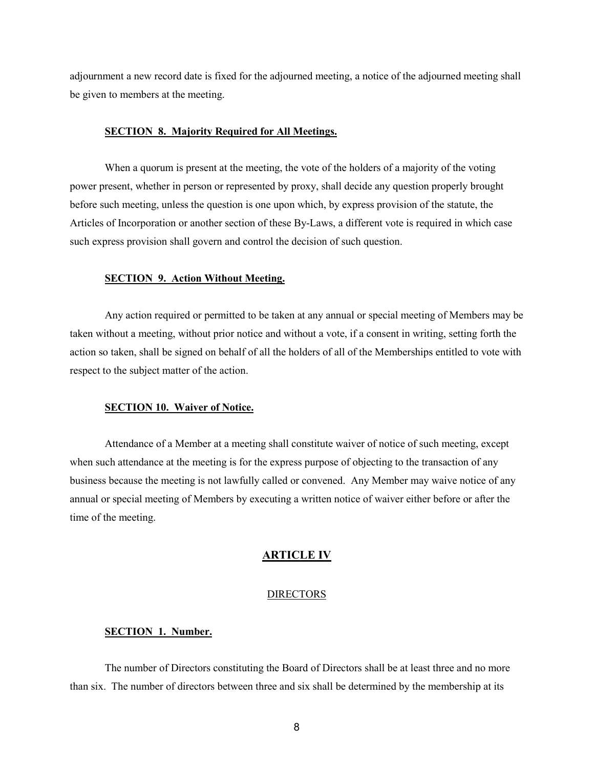adjournment a new record date is fixed for the adjourned meeting, a notice of the adjourned meeting shall be given to members at the meeting.

**SECTION 8. Majority Required for All Meetings.**

When a quorum is present at the meeting, the vote of the holders of a majority of the voting power present, whether in person or represented by proxy, shall decide any question properly brought before such meeting, unless the question is one upon which, by express provision of the statute, the Articles of Incorporation or another section of these By-Laws, a different vote is required in which case such express provision shall govern and control the decision of such question.

**SECTION 9. Action Without Meeting.**

Any action required or permitted to be taken at any annual or special meeting of Members may be taken without a meeting, without prior notice and without a vote, if a consent in writing, setting forth the action so taken, shall be signed on behalf of all the holders of all of the Memberships entitled to vote with respect to the subject matter of the action.

**SECTION 10. Waiver of Notice.**

Attendance of a Member at a meeting shall constitute waiver of notice of such meeting, except when such attendance at the meeting is for the express purpose of objecting to the transaction of any business because the meeting is not lawfully called or convened. Any Member may waive notice of any annual or special meeting of Members by executing a written notice of waiver either before or after the time of the meeting.

## ARTICLE IV

### DIRECTORS

**SECTION 1. Number.**

The number of Directors constituting the Board of Directors shall be at least three and no more than six. The number of directors between three and six shall be determined by the membership at its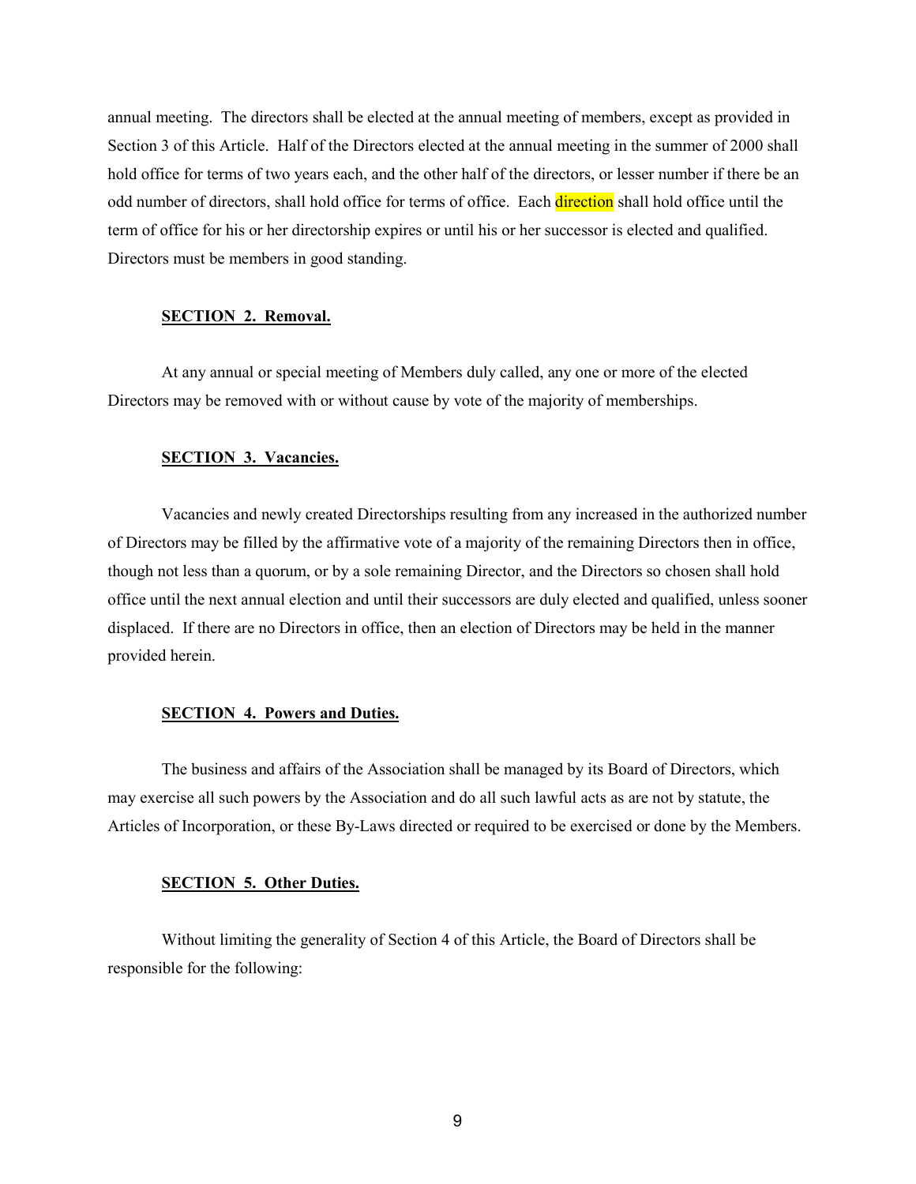annual meeting. The directors shall be elected at the annual meeting of members, except as provided in Section 3 of this Article. Half of the Directors elected at the annual meeting in the summer of 2000 shall hold office for terms of two years each, and the other half of the directors, or lesser number if there be an odd number of directors, shall hold office for terms of office. Each direction shall hold office until the term of office for his or her directorship expires or until his or her successor is elected and qualified. Directors must be members in good standing.

**SECTION 2. Removal.**

At any annual or special meeting of Members duly called, any one or more of the elected Directors may be removed with or without cause by vote of the majority of memberships.

**SECTION 3. Vacancies.**

Vacancies and newly created Directorships resulting from any increased in the authorized number of Directors may be filled by the affirmative vote of a majority of the remaining Directors then in office, though not less than a quorum, or by a sole remaining Director, and the Directors so chosen shall hold office until the next annual election and until their successors are duly elected and qualified, unless sooner displaced. If there are no Directors in office, then an election of Directors may be held in the manner provided herein.

**SECTION 4. Powers and Duties.**

The business and affairs of the Association shall be managed by its Board of Directors, which may exercise all such powers by the Association and do all such lawful acts as are not by statute, the Articles of Incorporation, or these By-Laws directed or required to be exercised or done by the Members.

**SECTION 5. Other Duties.**

Without limiting the generality of Section 4 of this Article, the Board of Directors shall be responsible for the following: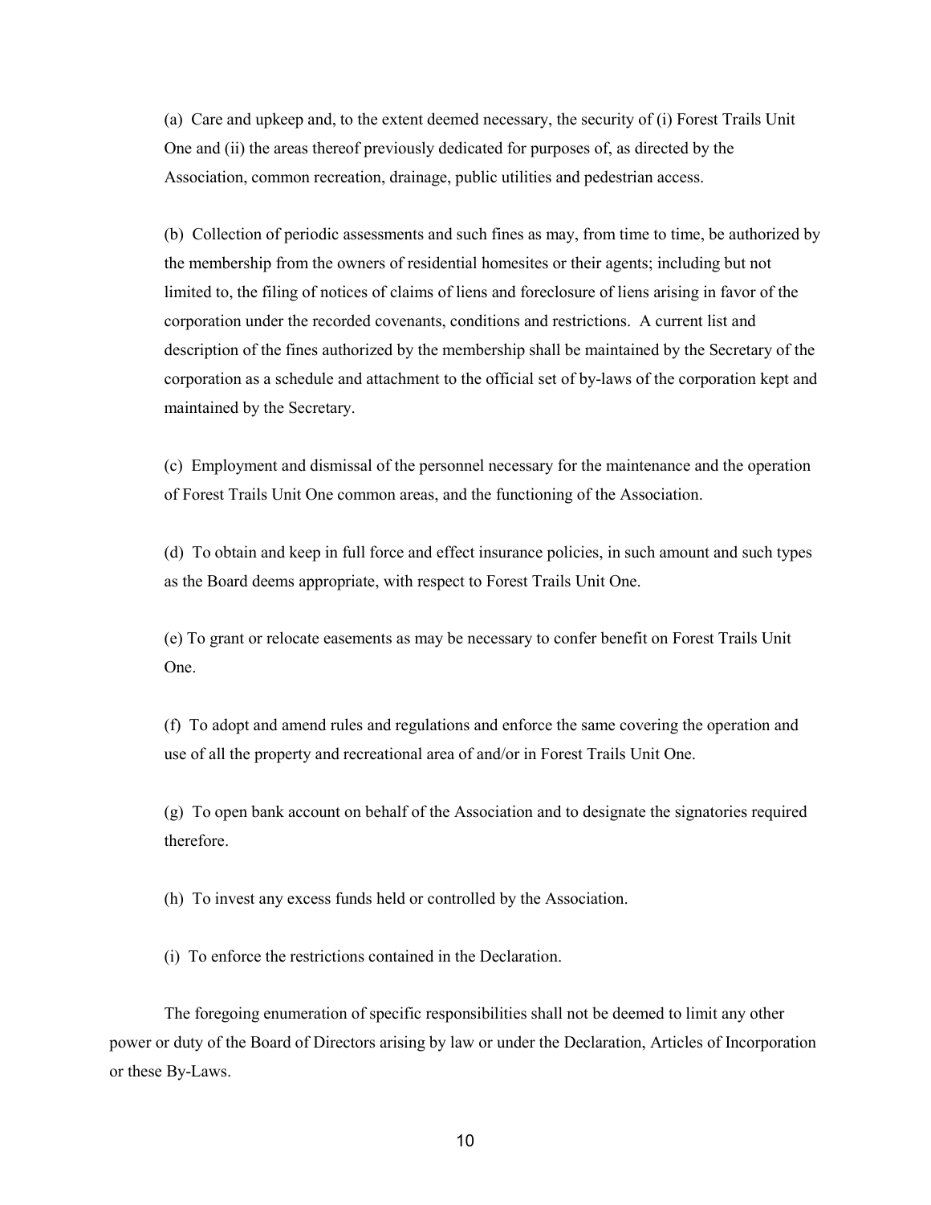(a) Care and upkeep and, to the extent deemed necessary, the security of (i) Forest Trails Unit One and (ii) the areas thereof previously dedicated for purposes of, as directed by the Association, common recreation, drainage, public utilities and pedestrian access.

(b) Collection of periodic assessments and such fines as may, from time to time, be authorized by the membership from the owners of residential homesites or their agents; including but not limited to, the filing of notices of claims of liens and foreclosure of liens arising in favor of the corporation under the recorded covenants, conditions and restrictions. A current list and description of the fines authorized by the membership shall be maintained by the Secretary of the corporation as a schedule and attachment to the official set of by-laws of the corporation kept and maintained by the Secretary.

(c) Employment and dismissal of the personnel necessary for the maintenance and the operation of Forest Trails Unit One common areas, and the functioning of the Association.

(d) To obtain and keep in full force and effect insurance policies, in such amount and such types as the Board deems appropriate, with respect to Forest Trails Unit One.

(e) To grant or relocate easements as may be necessary to confer benefit on Forest Trails Unit One.

(f) To adopt and amend rules and regulations and enforce the same covering the operation and use of all the property and recreational area of and/or in Forest Trails Unit One.

(g) To open bank account on behalf of the Association and to designate the signatories required therefore.

(h) To invest any excess funds held or controlled by the Association.

(i) To enforce the restrictions contained in the Declaration.

The foregoing enumeration of specific responsibilities shall not be deemed to limit any other power or duty of the Board of Directors arising by law or under the Declaration, Articles of Incorporation or these By-Laws.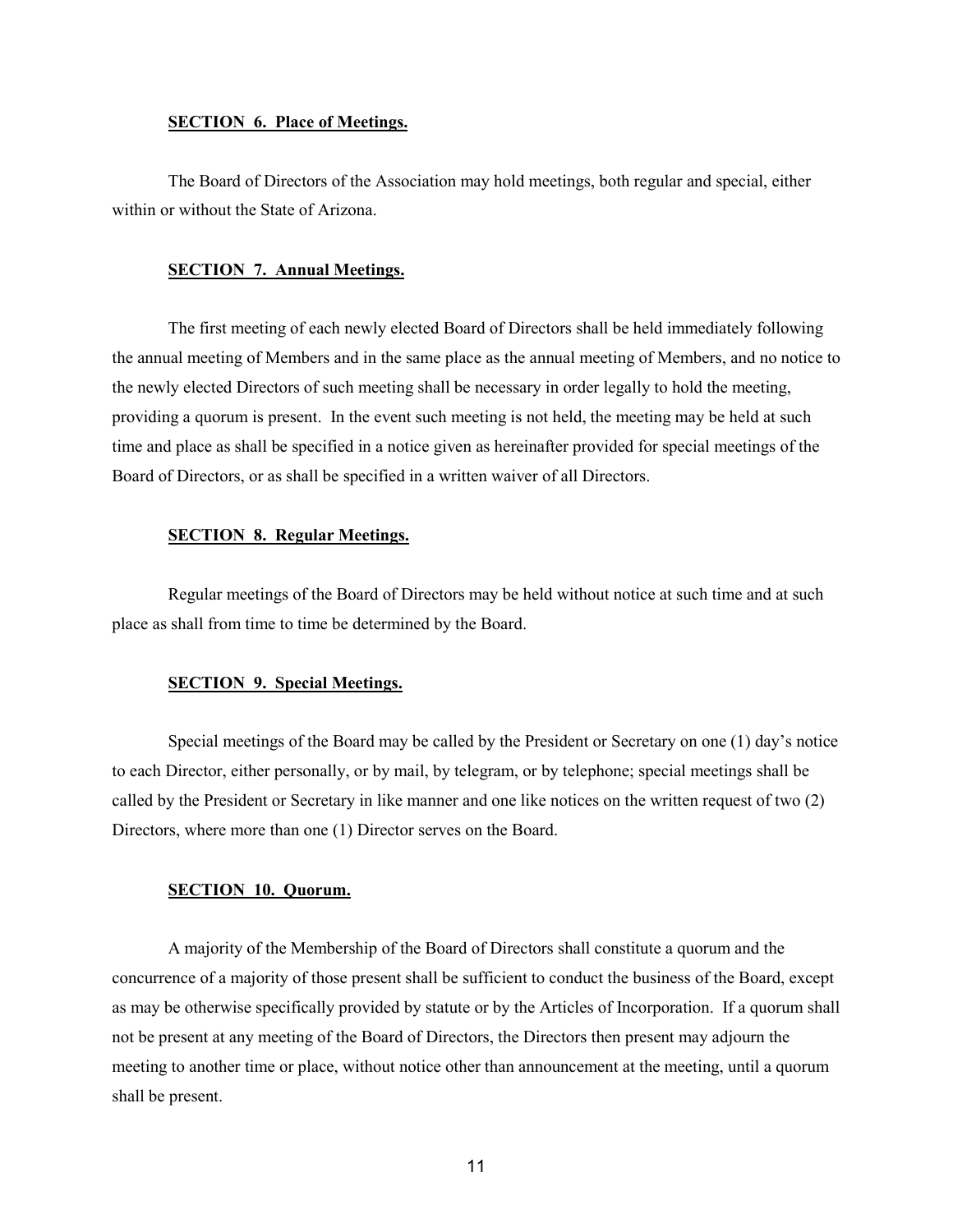**SECTION 6. Place of Meetings.**

The Board of Directors of the Association may hold meetings, both regular and special, either within or without the State of Arizona.

**SECTION 7. Annual Meetings.**

The first meeting of each newly elected Board of Directors shall be held immediately following the annual meeting of Members and in the same place as the annual meeting of Members, and no notice to the newly elected Directors of such meeting shall be necessary in order legally to hold the meeting, providing a quorum is present. In the event such meeting is not held, the meeting may be held at such time and place as shall be specified in a notice given as hereinafter provided for special meetings of the Board of Directors, or as shall be specified in a written waiver of all Directors.

**SECTION 8. Regular Meetings.**

Regular meetings of the Board of Directors may be held without notice at such time and at such place as shall from time to time be determined by the Board.

**SECTION 9. Special Meetings.**

Special meetings of the Board may be called by the President or Secretary on one (1) day's notice to each Director, either personally, or by mail, by telegram, or by telephone; special meetings shall be called by the President or Secretary in like manner and one like notices on the written request of two (2) Directors, where more than one (1) Director serves on the Board.

**SECTION 10. Quorum.**

A majority of the Membership of the Board of Directors shall constitute a quorum and the concurrence of a majority of those present shall be sufficient to conduct the business of the Board, except as may be otherwise specifically provided by statute or by the Articles of Incorporation. If a quorum shall not be present at any meeting of the Board of Directors, the Directors then present may adjourn the meeting to another time or place, without notice other than announcement at the meeting, until a quorum shall be present.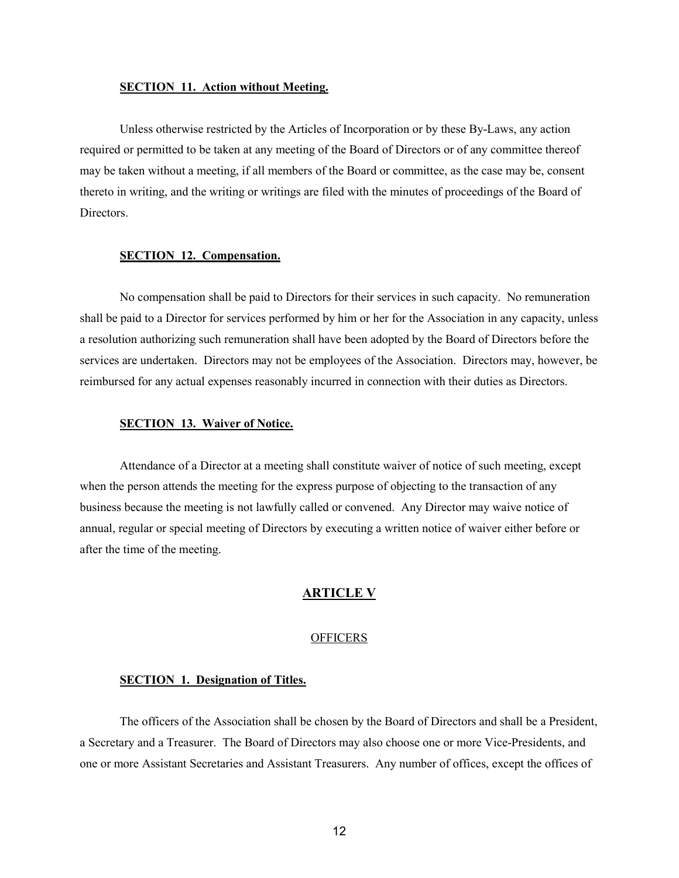**SECTION 11. Action without Meeting.**

Unless otherwise restricted by the Articles of Incorporation or by these By-Laws, any action required or permitted to be taken at any meeting of the Board of Directors or of any committee thereof may be taken without a meeting, if all members of the Board or committee, as the case may be, consent thereto in writing, and the writing or writings are filed with the minutes of proceedings of the Board of Directors.

**SECTION 12. Compensation.**

No compensation shall be paid to Directors for their services in such capacity. No remuneration shall be paid to a Director for services performed by him or her for the Association in any capacity, unless a resolution authorizing such remuneration shall have been adopted by the Board of Directors before the services are undertaken. Directors may not be employees of the Association. Directors may, however, be reimbursed for any actual expenses reasonably incurred in connection with their duties as Directors.

**SECTION 13. Waiver of Notice.**

Attendance of a Director at a meeting shall constitute waiver of notice of such meeting, except when the person attends the meeting for the express purpose of objecting to the transaction of any business because the meeting is not lawfully called or convened. Any Director may waive notice of annual, regular or special meeting of Directors by executing a written notice of waiver either before or after the time of the meeting.

## ARTICLE V

### OFFICERS

**SECTION 1. Designation of Titles.**

The officers of the Association shall be chosen by the Board of Directors and shall be a President, a Secretary and a Treasurer. The Board of Directors may also choose one or more Vice-Presidents, and one or more Assistant Secretaries and Assistant Treasurers. Any number of offices, except the offices of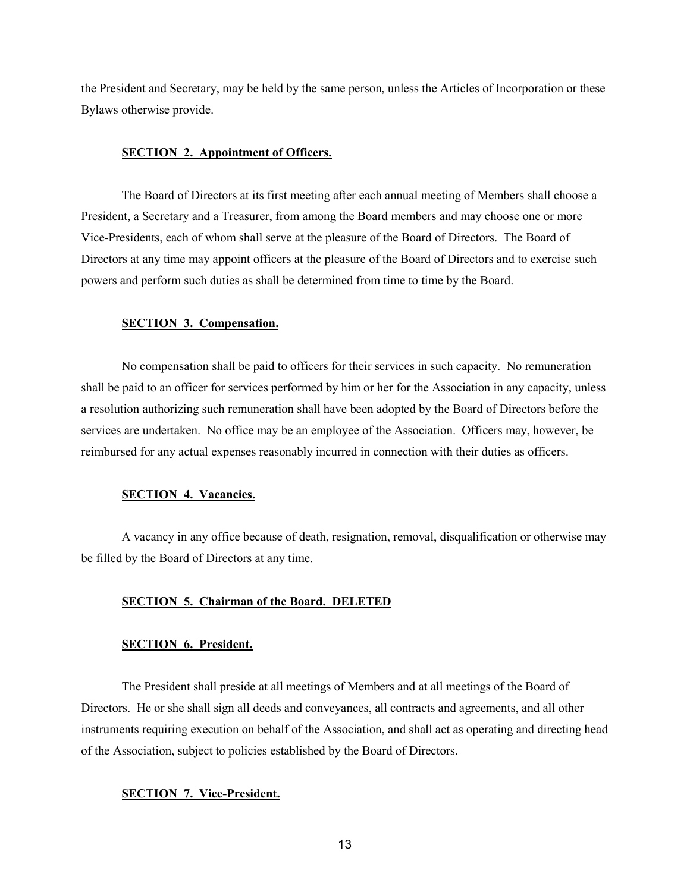the President and Secretary, may be held by the same person, unless the Articles of Incorporation or these Bylaws otherwise provide.

**SECTION 2. Appointment of Officers.**

The Board of Directors at its first meeting after each annual meeting of Members shall choose a President, a Secretary and a Treasurer, from among the Board members and may choose one or more Vice-Presidents, each of whom shall serve at the pleasure of the Board of Directors. The Board of Directors at any time may appoint officers at the pleasure of the Board of Directors and to exercise such powers and perform such duties as shall be determined from time to time by the Board.

**SECTION 3. Compensation.**

No compensation shall be paid to officers for their services in such capacity. No remuneration shall be paid to an officer for services performed by him or her for the Association in any capacity, unless a resolution authorizing such remuneration shall have been adopted by the Board of Directors before the services are undertaken. No office may be an employee of the Association. Officers may, however, be reimbursed for any actual expenses reasonably incurred in connection with their duties as officers.

**SECTION 4. Vacancies.**

A vacancy in any office because of death, resignation, removal, disqualification or otherwise may be filled by the Board of Directors at any time.

**SECTION 5. Chairman of the Board. DELETED**

**SECTION 6. President.**

The President shall preside at all meetings of Members and at all meetings of the Board of Directors. He or she shall sign all deeds and conveyances, all contracts and agreements, and all other instruments requiring execution on behalf of the Association, and shall act as operating and directing head of the Association, subject to policies established by the Board of Directors.

**SECTION 7. Vice-President.**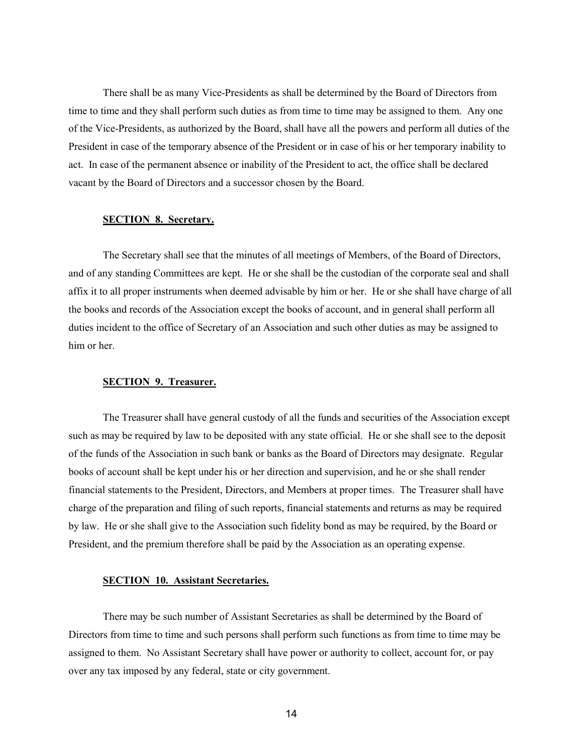There shall be as many Vice-Presidents as shall be determined by the Board of Directors from time to time and they shall perform such duties as from time to time may be assigned to them. Any one of the Vice-Presidents, as authorized by the Board, shall have all the powers and perform all duties of the President in case of the temporary absence of the President or in case of his or her temporary inability to act. In case of the permanent absence or inability of the President to act, the office shall be declared vacant by the Board of Directors and a successor chosen by the Board.

**SECTION 8. Secretary.**

The Secretary shall see that the minutes of all meetings of Members, of the Board of Directors, and of any standing Committees are kept. He or she shall be the custodian of the corporate seal and shall affix it to all proper instruments when deemed advisable by him or her. He or she shall have charge of all the books and records of the Association except the books of account, and in general shall perform all duties incident to the office of Secretary of an Association and such other duties as may be assigned to him or her.

**SECTION 9. Treasurer.**

The Treasurer shall have general custody of all the funds and securities of the Association except such as may be required by law to be deposited with any state official. He or she shall see to the deposit of the funds of the Association in such bank or banks as the Board of Directors may designate. Regular books of account shall be kept under his or her direction and supervision, and he or she shall render financial statements to the President, Directors, and Members at proper times. The Treasurer shall have charge of the preparation and filing of such reports, financial statements and returns as may be required by law. He or she shall give to the Association such fidelity bond as may be required, by the Board or President, and the premium therefore shall be paid by the Association as an operating expense.

**SECTION 10. Assistant Secretaries.**

There may be such number of Assistant Secretaries as shall be determined by the Board of Directors from time to time and such persons shall perform such functions as from time to time may be assigned to them. No Assistant Secretary shall have power or authority to collect, account for, or pay over any tax imposed by any federal, state or city government.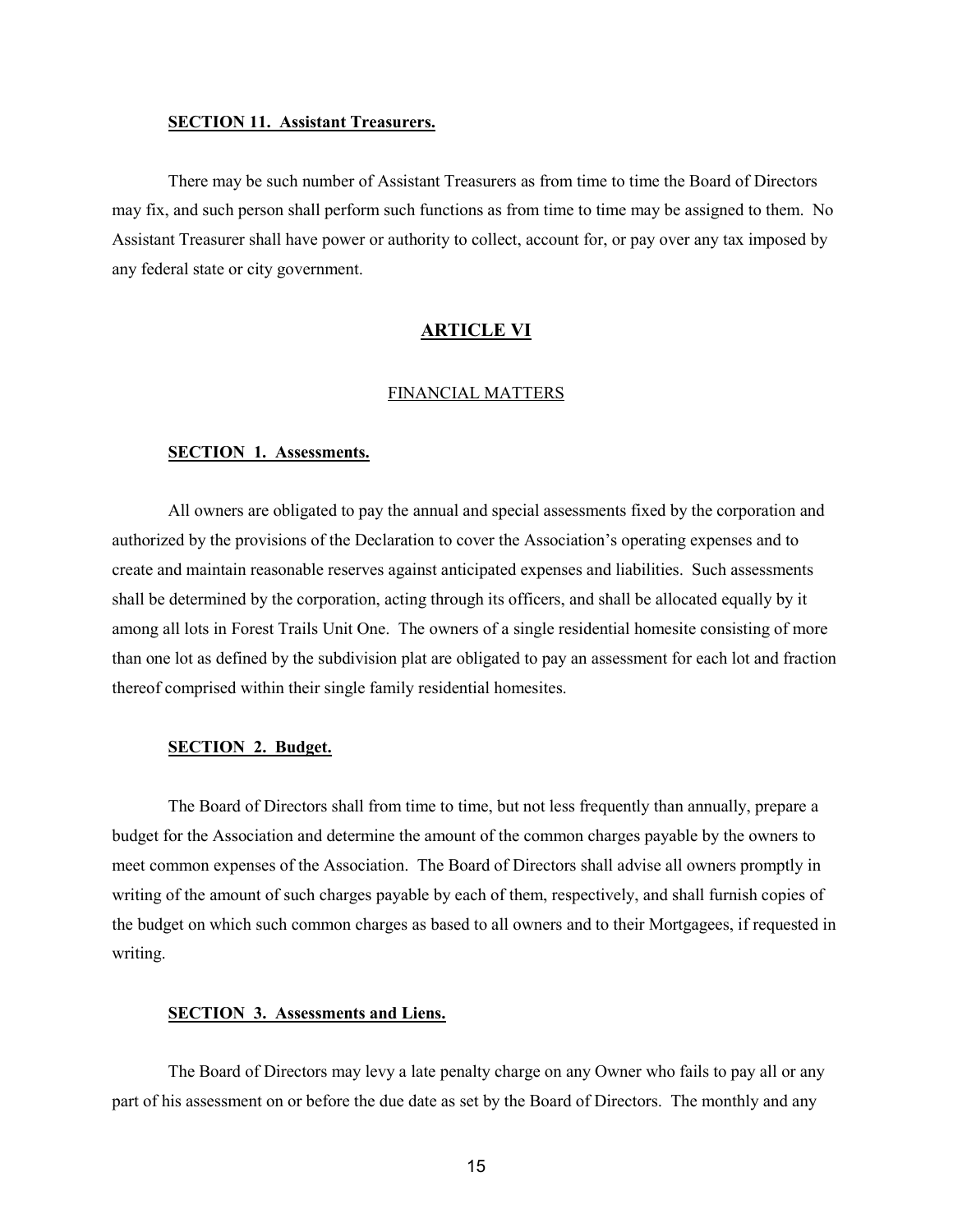**SECTION 11. Assistant Treasurers.**

There may be such number of Assistant Treasurers as from time to time the Board of Directors may fix, and such person shall perform such functions as from time to time may be assigned to them. No Assistant Treasurer shall have power or authority to collect, account for, or pay over any tax imposed by any federal state or city government.

## ARTICLE VI

FINANCIAL MATTERS

**SECTION 1. Assessments.**

All owners are obligated to pay the annual and special assessments fixed by the corporation and authorized by the provisions of the Declaration to cover the Association's operating expenses and to create and maintain reasonable reserves against anticipated expenses and liabilities. Such assessments shall be determined by the corporation, acting through its officers, and shall be allocated equally by it among all lots in Forest Trails Unit One. The owners of a single residential homesite consisting of more than one lot as defined by the subdivision plat are obligated to pay an assessment for each lot and fraction thereof comprised within their single family residential homesites.

**SECTION 2. Budget.**

The Board of Directors shall from time to time, but not less frequently than annually, prepare a budget for the Association and determine the amount of the common charges payable by the owners to meet common expenses of the Association. The Board of Directors shall advise all owners promptly in writing of the amount of such charges payable by each of them, respectively, and shall furnish copies of the budget on which such common charges as based to all owners and to their Mortgagees, if requested in writing.

**SECTION 3. Assessments and Liens.**

The Board of Directors may levy a late penalty charge on any Owner who fails to pay all or any part of his assessment on or before the due date as set by the Board of Directors. The monthly and any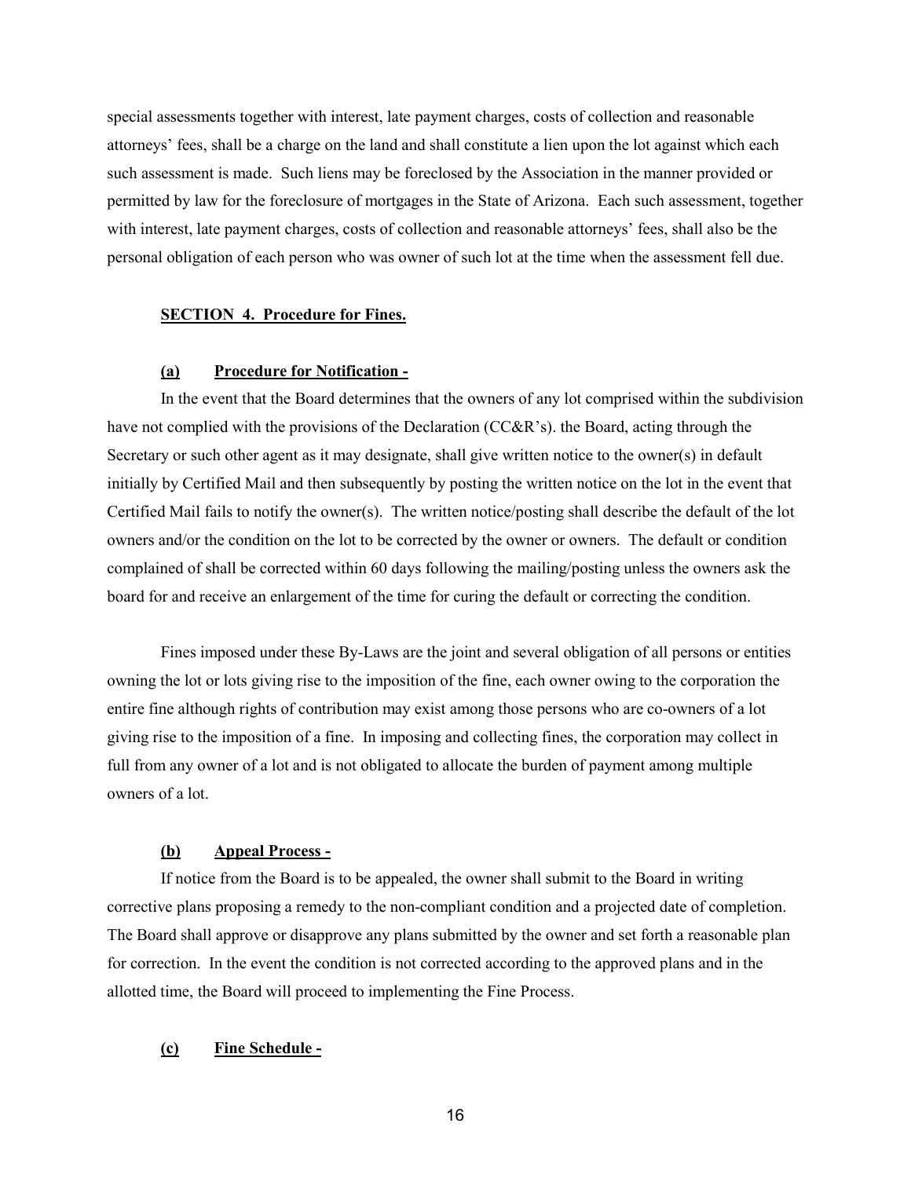special assessments together with interest, late payment charges, costs of collection and reasonable attorneys' fees, shall be a charge on the land and shall constitute a lien upon the lot against which each such assessment is made. Such liens may be foreclosed by the Association in the manner provided or permitted by law for the foreclosure of mortgages in the State of Arizona. Each such assessment, together with interest, late payment charges, costs of collection and reasonable attorneys' fees, shall also be the personal obligation of each person who was owner of such lot at the time when the assessment fell due.

**SECTION 4. Procedure for Fines.**

**(a) Procedure for Notification -**

In the event that the Board determines that the owners of any lot comprised within the subdivision have not complied with the provisions of the Declaration (CC&R's). the Board, acting through the Secretary or such other agent as it may designate, shall give written notice to the owner(s) in default initially by Certified Mail and then subsequently by posting the written notice on the lot in the event that Certified Mail fails to notify the owner(s). The written notice/posting shall describe the default of the lot owners and/or the condition on the lot to be corrected by the owner or owners. The default or condition complained of shall be corrected within 60 days following the mailing/posting unless the owners ask the board for and receive an enlargement of the time for curing the default or correcting the condition.

Fines imposed under these By-Laws are the joint and several obligation of all persons or entities owning the lot or lots giving rise to the imposition of the fine, each owner owing to the corporation the entire fine although rights of contribution may exist among those persons who are co-owners of a lot giving rise to the imposition of a fine. In imposing and collecting fines, the corporation may collect in full from any owner of a lot and is not obligated to allocate the burden of payment among multiple owners of a lot.

**(b) Appeal Process -**

If notice from the Board is to be appealed, the owner shall submit to the Board in writing corrective plans proposing a remedy to the non-compliant condition and a projected date of completion. The Board shall approve or disapprove any plans submitted by the owner and set forth a reasonable plan for correction. In the event the condition is not corrected according to the approved plans and in the allotted time, the Board will proceed to implementing the Fine Process.

**(c) Fine Schedule -**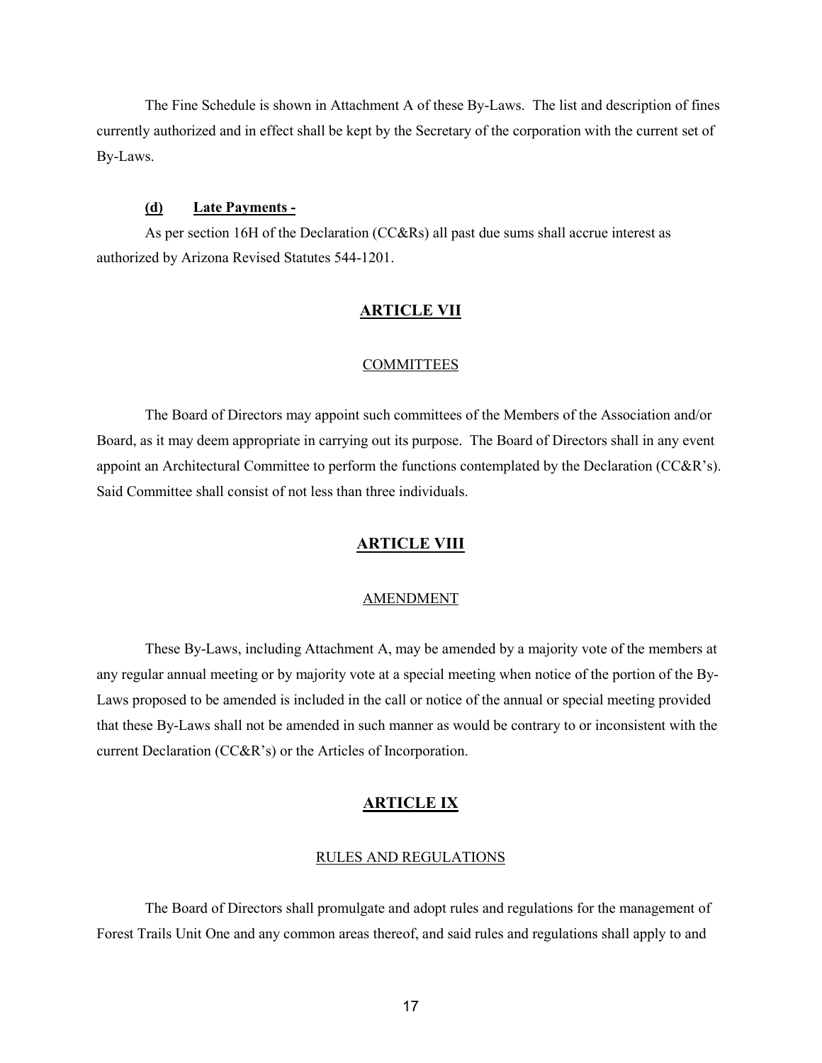The Fine Schedule is shown in Attachment A of these By-Laws. The list and description of fines currently authorized and in effect shall be kept by the Secretary of the corporation with the current set of By-Laws.

**(d) Late Payments -**

As per section 16H of the Declaration (CC&Rs) all past due sums shall accrue interest as authorized by Arizona Revised Statutes 544-1201.

## ARTICLE VII

### COMMITTEES

The Board of Directors may appoint such committees of the Members of the Association and/or Board, as it may deem appropriate in carrying out its purpose. The Board of Directors shall in any event appoint an Architectural Committee to perform the functions contemplated by the Declaration (CC&R's). Said Committee shall consist of not less than three individuals.

## ARTICLE VIII

### AMENDMENT

These By-Laws, including Attachment A, may be amended by a majority vote of the members at any regular annual meeting or by majority vote at a special meeting when notice of the portion of the By-Laws proposed to be amended is included in the call or notice of the annual or special meeting provided that these By-Laws shall not be amended in such manner as would be contrary to or inconsistent with the current Declaration (CC&R's) or the Articles of Incorporation.

## ARTICLE IX

### RULES AND REGULATIONS

The Board of Directors shall promulgate and adopt rules and regulations for the management of Forest Trails Unit One and any common areas thereof, and said rules and regulations shall apply to and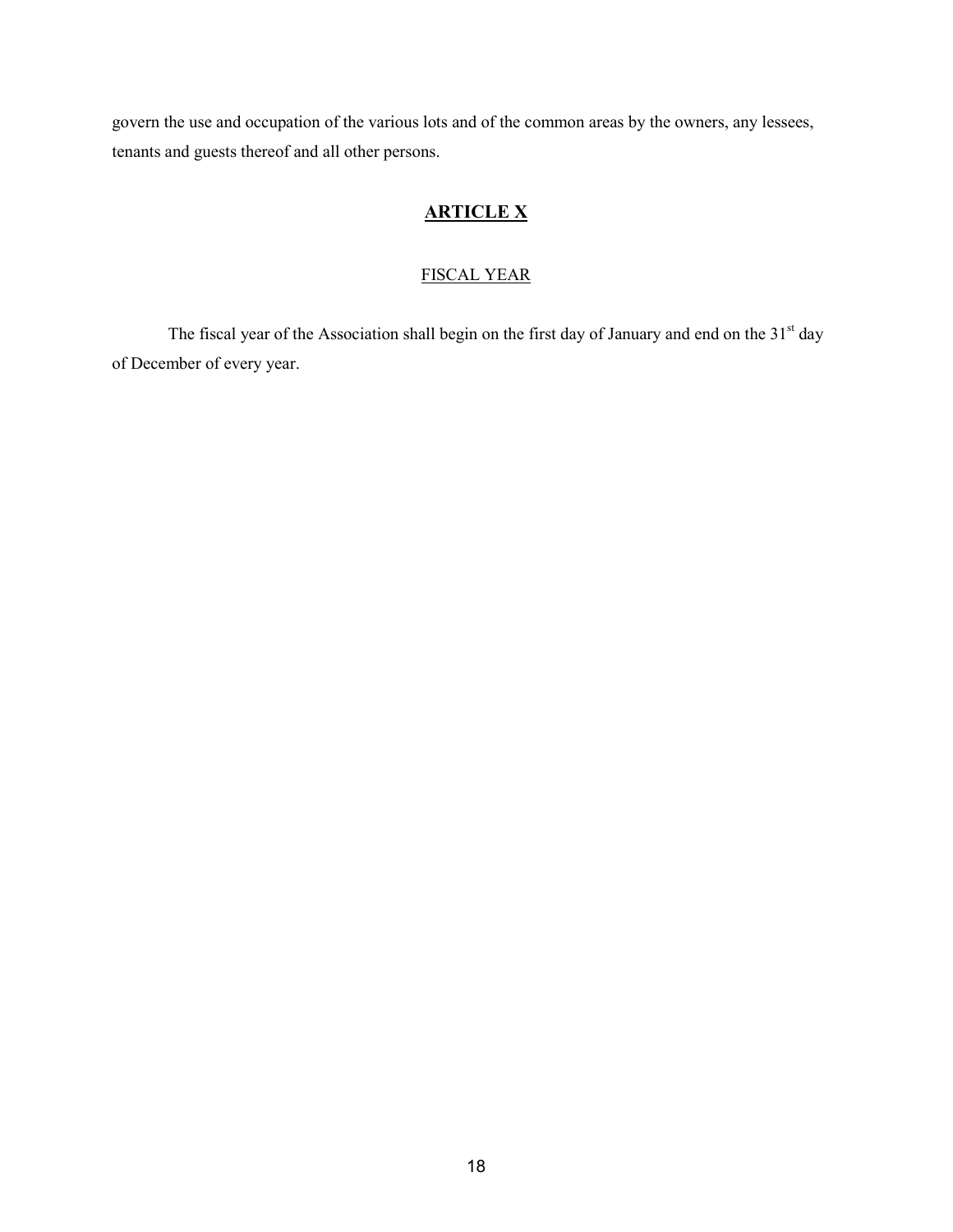govern the use and occupation of the various lots and of the common areas by the owners, any lessees, tenants and guests thereof and all other persons.

## ARTICLE X

### FISCAL YEAR

The fiscal year of the Association shall begin on the first day of January and end on the 31st day of December of every year.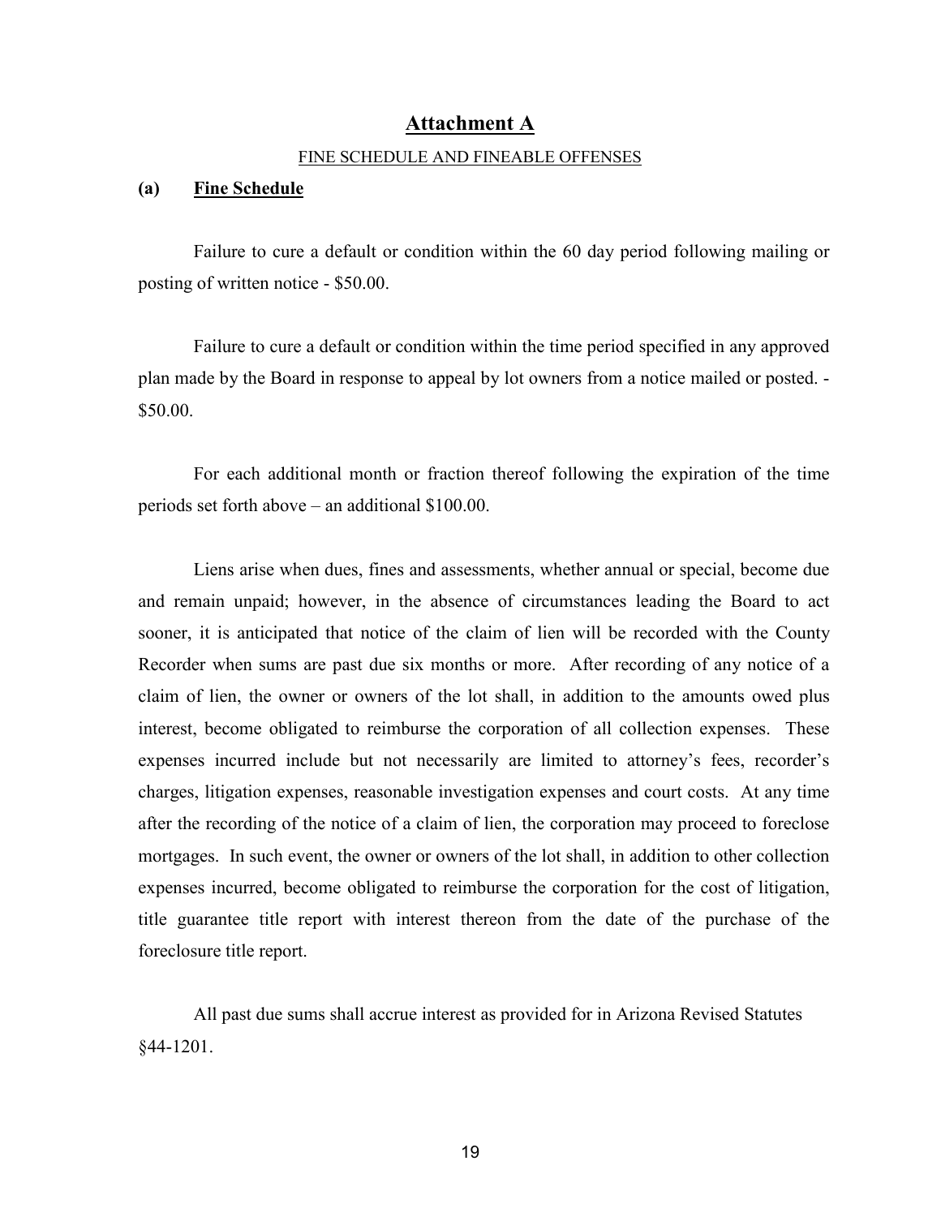# Attachment A

FINE SCHEDULE AND FINEABLE OFFENSES

## (a) Fine Schedule

Failure to cure a default or condition within the 60 day period following mailing or posting of written notice - $50.00.

Failure to cure a default or condition within the time period specified in any approved plan made by the Board in response to appeal by lot owners from a notice mailed or posted. - $50.00.

For each additional month or fraction thereof following the expiration of the time periods set forth above – an additional $100.00.

Liens arise when dues, fines and assessments, whether annual or special, become due and remain unpaid; however, in the absence of circumstances leading the Board to act sooner, it is anticipated that notice of the claim of lien will be recorded with the County Recorder when sums are past due six months or more. After recording of any notice of a claim of lien, the owner or owners of the lot shall, in addition to the amounts owed plus interest, become obligated to reimburse the corporation of all collection expenses. These expenses incurred include but not necessarily are limited to attorney's fees, recorder's charges, litigation expenses, reasonable investigation expenses and court costs. At any time after the recording of the notice of a claim of lien, the corporation may proceed to foreclose mortgages. In such event, the owner or owners of the lot shall, in addition to other collection expenses incurred, become obligated to reimburse the corporation for the cost of litigation, title guarantee title report with interest thereon from the date of the purchase of the foreclosure title report.

All past due sums shall accrue interest as provided for in Arizona Revised Statutes §44-1201.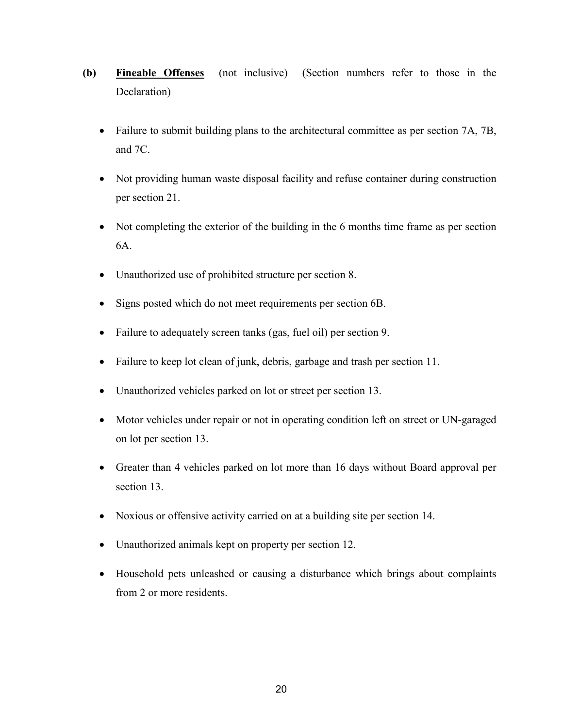**(b)** **<u>Fineable Offenses</u>** (not inclusive) (Section numbers refer to those in the Declaration)

- Failure to submit building plans to the architectural committee as per section 7A, 7B, and 7C.
- Not providing human waste disposal facility and refuse container during construction per section 21.
- Not completing the exterior of the building in the 6 months time frame as per section 6A.
- Unauthorized use of prohibited structure per section 8.
- Signs posted which do not meet requirements per section 6B.
- Failure to adequately screen tanks (gas, fuel oil) per section 9.
- Failure to keep lot clean of junk, debris, garbage and trash per section 11.
- Unauthorized vehicles parked on lot or street per section 13.
- Motor vehicles under repair or not in operating condition left on street or UN-garaged on lot per section 13.
- Greater than 4 vehicles parked on lot more than 16 days without Board approval per section 13.
- Noxious or offensive activity carried on at a building site per section 14.
- Unauthorized animals kept on property per section 12.
- Household pets unleashed or causing a disturbance which brings about complaints from 2 or more residents.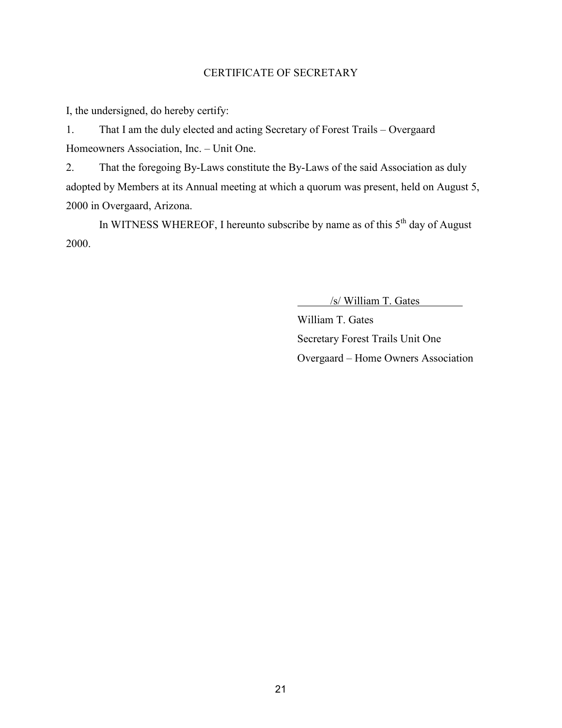## CERTIFICATE OF SECRETARY

I, the undersigned, do hereby certify:

1. That I am the duly elected and acting Secretary of Forest Trails – Overgaard Homeowners Association, Inc. – Unit One.

2. That the foregoing By-Laws constitute the By-Laws of the said Association as duly adopted by Members at its Annual meeting at which a quorum was present, held on August 5, 2000 in Overgaard, Arizona.

In WITNESS WHEREOF, I hereunto subscribe by name as of this 5th day of August 2000.

/s/ William T. Gates

William T. Gates
Secretary Forest Trails Unit One
Overgaard – Home Owners Association